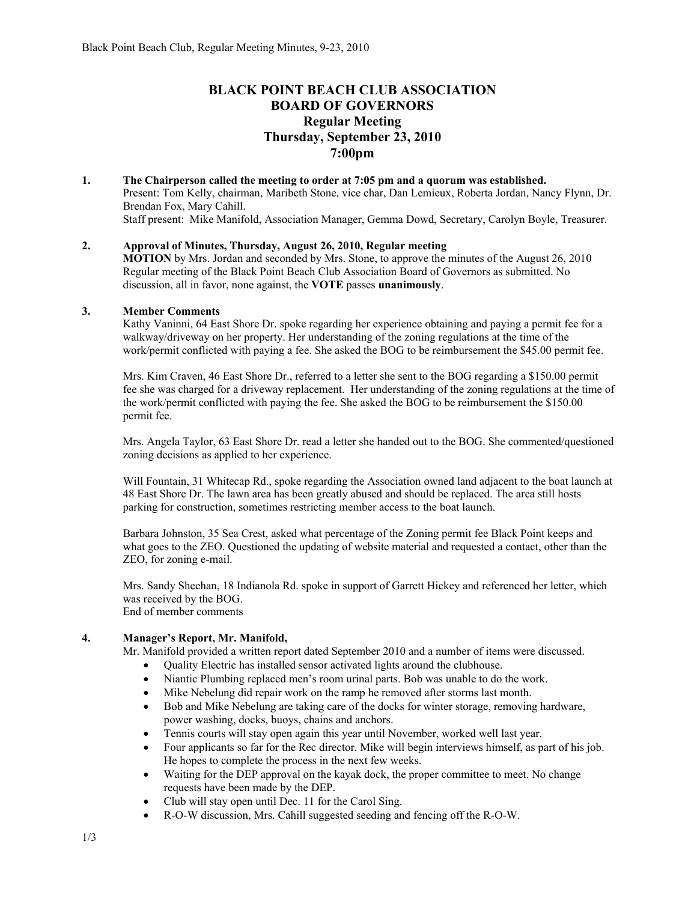# BLACK POINT BEACH CLUB ASSOCIATION
# BOARD OF GOVERNORS
## Regular Meeting
## Thursday, September 23, 2010
## 7:00pm

**1. The Chairperson called the meeting to order at 7:05 pm and a quorum was established.**

Present: Tom Kelly, chairman, Maribeth Stone, vice char, Dan Lemieux, Roberta Jordan, Nancy Flynn, Dr. Brendan Fox, Mary Cahill.

Staff present: Mike Manifold, Association Manager, Gemma Dowd, Secretary, Carolyn Boyle, Treasurer.

**2. Approval of Minutes, Thursday, August 26, 2010, Regular meeting**

**MOTION** by Mrs. Jordan and seconded by Mrs. Stone, to approve the minutes of the August 26, 2010 Regular meeting of the Black Point Beach Club Association Board of Governors as submitted. No discussion, all in favor, none against, the **VOTE** passes **unanimously**.

**3. Member Comments**

Kathy Vaninni, 64 East Shore Dr. spoke regarding her experience obtaining and paying a permit fee for a walkway/driveway on her property. Her understanding of the zoning regulations at the time of the work/permit conflicted with paying a fee. She asked the BOG to be reimbursement the $45.00 permit fee.

Mrs. Kim Craven, 46 East Shore Dr., referred to a letter she sent to the BOG regarding a $150.00 permit fee she was charged for a driveway replacement. Her understanding of the zoning regulations at the time of the work/permit conflicted with paying the fee. She asked the BOG to be reimbursement the $150.00 permit fee.

Mrs. Angela Taylor, 63 East Shore Dr. read a letter she handed out to the BOG. She commented/questioned zoning decisions as applied to her experience.

Will Fountain, 31 Whitecap Rd., spoke regarding the Association owned land adjacent to the boat launch at 48 East Shore Dr. The lawn area has been greatly abused and should be replaced. The area still hosts parking for construction, sometimes restricting member access to the boat launch.

Barbara Johnston, 35 Sea Crest, asked what percentage of the Zoning permit fee Black Point keeps and what goes to the ZEO. Questioned the updating of website material and requested a contact, other than the ZEO, for zoning e-mail.

Mrs. Sandy Sheehan, 18 Indianola Rd. spoke in support of Garrett Hickey and referenced her letter, which was received by the BOG.

End of member comments

**4. Manager's Report, Mr. Manifold,**

Mr. Manifold provided a written report dated September 2010 and a number of items were discussed.

- Quality Electric has installed sensor activated lights around the clubhouse.
- Niantic Plumbing replaced men's room urinal parts. Bob was unable to do the work.
- Mike Nebelung did repair work on the ramp he removed after storms last month.
- Bob and Mike Nebelung are taking care of the docks for winter storage, removing hardware, power washing, docks, buoys, chains and anchors.
- Tennis courts will stay open again this year until November, worked well last year.
- Four applicants so far for the Rec director. Mike will begin interviews himself, as part of his job. He hopes to complete the process in the next few weeks.
- Waiting for the DEP approval on the kayak dock, the proper committee to meet. No change requests have been made by the DEP.
- Club will stay open until Dec. 11 for the Carol Sing.
- R-O-W discussion, Mrs. Cahill suggested seeding and fencing off the R-O-W.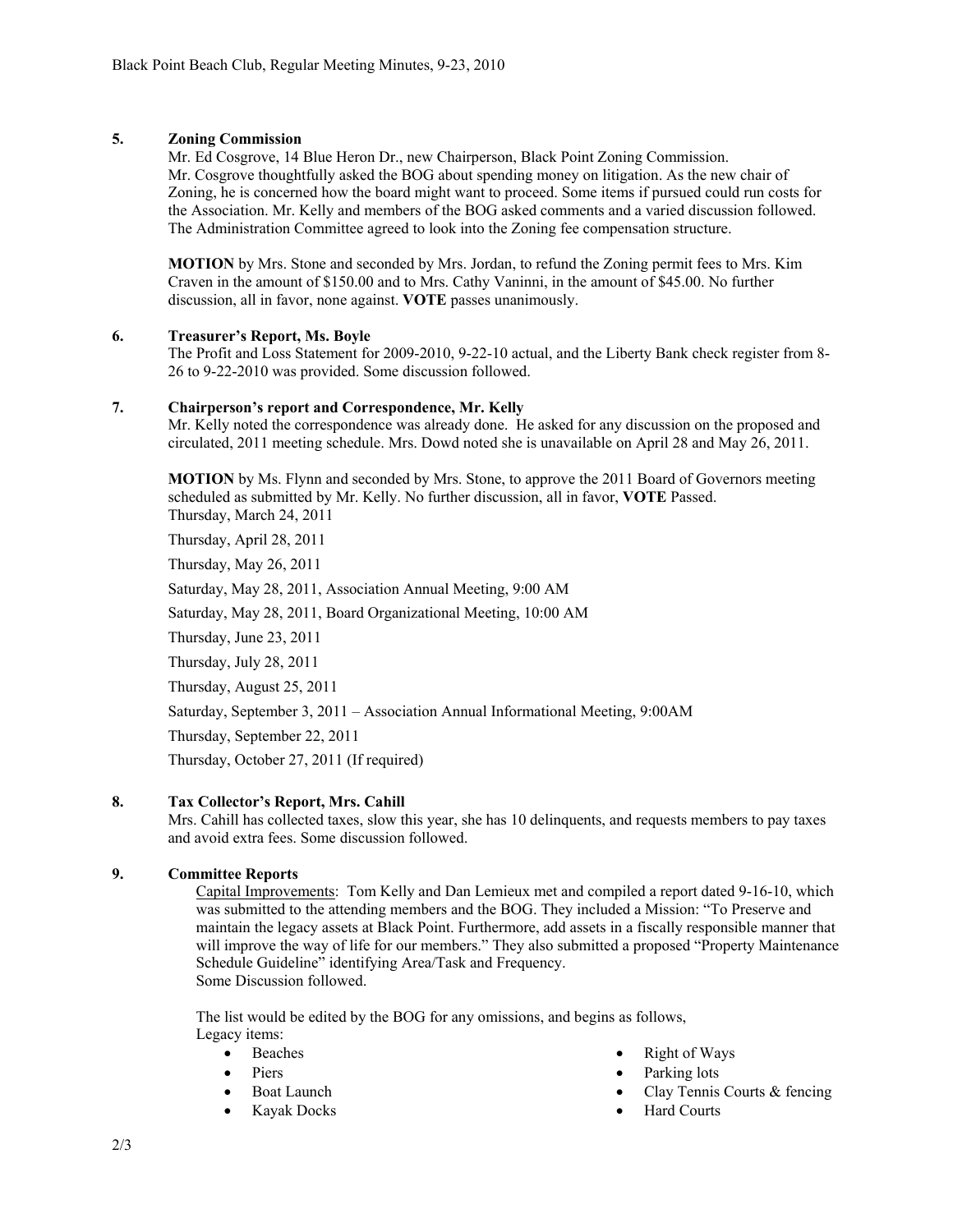**5. Zoning Commission**

Mr. Ed Cosgrove, 14 Blue Heron Dr., new Chairperson, Black Point Zoning Commission. Mr. Cosgrove thoughtfully asked the BOG about spending money on litigation. As the new chair of Zoning, he is concerned how the board might want to proceed. Some items if pursued could run costs for the Association. Mr. Kelly and members of the BOG asked comments and a varied discussion followed. The Administration Committee agreed to look into the Zoning fee compensation structure.

**MOTION** by Mrs. Stone and seconded by Mrs. Jordan, to refund the Zoning permit fees to Mrs. Kim Craven in the amount of $150.00 and to Mrs. Cathy Vaninni, in the amount of $45.00. No further discussion, all in favor, none against. **VOTE** passes unanimously.

**6. Treasurer's Report, Ms. Boyle**

The Profit and Loss Statement for 2009-2010, 9-22-10 actual, and the Liberty Bank check register from 8-26 to 9-22-2010 was provided. Some discussion followed.

**7. Chairperson's report and Correspondence, Mr. Kelly**

Mr. Kelly noted the correspondence was already done. He asked for any discussion on the proposed and circulated, 2011 meeting schedule. Mrs. Dowd noted she is unavailable on April 28 and May 26, 2011.

**MOTION** by Ms. Flynn and seconded by Mrs. Stone, to approve the 2011 Board of Governors meeting scheduled as submitted by Mr. Kelly. No further discussion, all in favor, **VOTE** Passed.

Thursday, March 24, 2011

Thursday, April 28, 2011

Thursday, May 26, 2011

Saturday, May 28, 2011, Association Annual Meeting, 9:00 AM

Saturday, May 28, 2011, Board Organizational Meeting, 10:00 AM

Thursday, June 23, 2011

Thursday, July 28, 2011

Thursday, August 25, 2011

Saturday, September 3, 2011 – Association Annual Informational Meeting, 9:00AM

Thursday, September 22, 2011

Thursday, October 27, 2011 (If required)

**8. Tax Collector's Report, Mrs. Cahill**

Mrs. Cahill has collected taxes, slow this year, she has 10 delinquents, and requests members to pay taxes and avoid extra fees. Some discussion followed.

**9. Committee Reports**

Capital Improvements: Tom Kelly and Dan Lemieux met and compiled a report dated 9-16-10, which was submitted to the attending members and the BOG. They included a Mission: "To Preserve and maintain the legacy assets at Black Point. Furthermore, add assets in a fiscally responsible manner that will improve the way of life for our members." They also submitted a proposed "Property Maintenance Schedule Guideline" identifying Area/Task and Frequency.
Some Discussion followed.

The list would be edited by the BOG for any omissions, and begins as follows,
Legacy items:

- Beaches
- Piers
- Boat Launch
- Kayak Docks
- Right of Ways
- Parking lots
- Clay Tennis Courts & fencing
- Hard Courts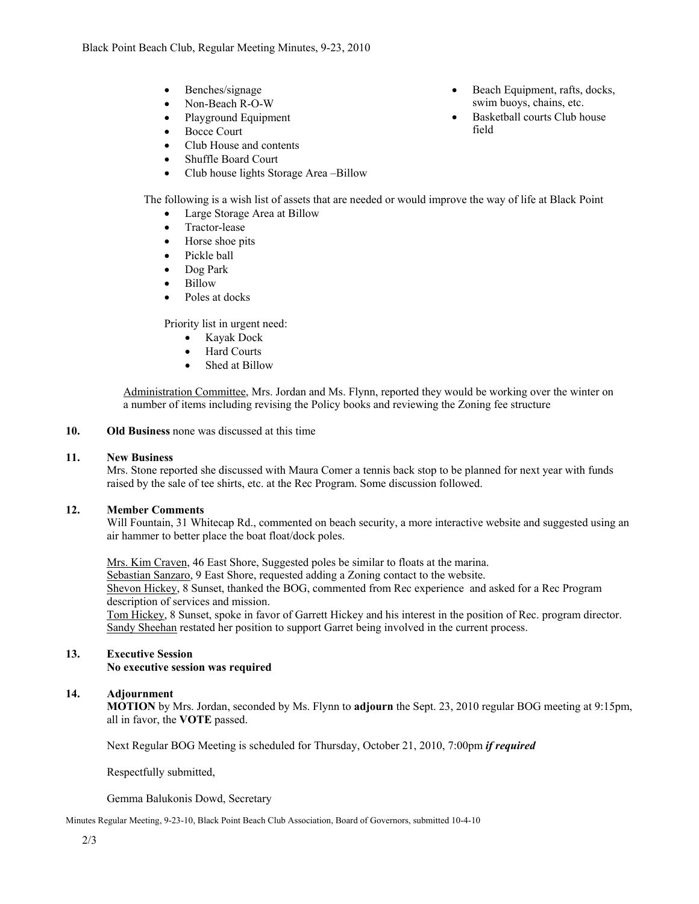- Benches/signage
- Non-Beach R-O-W
- Playground Equipment
- Bocce Court
- Club House and contents
- Shuffle Board Court
- Club house lights Storage Area –Billow
- Beach Equipment, rafts, docks, swim buoys, chains, etc.
- Basketball courts Club house field

The following is a wish list of assets that are needed or would improve the way of life at Black Point

- Large Storage Area at Billow
- Tractor-lease
- Horse shoe pits
- Pickle ball
- Dog Park
- Billow
- Poles at docks

Priority list in urgent need:

- Kayak Dock
- Hard Courts
- Shed at Billow

Administration Committee, Mrs. Jordan and Ms. Flynn, reported they would be working over the winter on a number of items including revising the Policy books and reviewing the Zoning fee structure

**10. Old Business** none was discussed at this time

**11. New Business**

Mrs. Stone reported she discussed with Maura Comer a tennis back stop to be planned for next year with funds raised by the sale of tee shirts, etc. at the Rec Program. Some discussion followed.

**12. Member Comments**

Will Fountain, 31 Whitecap Rd., commented on beach security, a more interactive website and suggested using an air hammer to better place the boat float/dock poles.

Mrs. Kim Craven, 46 East Shore, Suggested poles be similar to floats at the marina.
Sebastian Sanzaro, 9 East Shore, requested adding a Zoning contact to the website.
Shevon Hickey, 8 Sunset, thanked the BOG, commented from Rec experience and asked for a Rec Program description of services and mission.
Tom Hickey, 8 Sunset, spoke in favor of Garrett Hickey and his interest in the position of Rec. program director.
Sandy Sheehan restated her position to support Garret being involved in the current process.

**13. Executive Session**

**No executive session was required**

**14. Adjournment**

**MOTION** by Mrs. Jordan, seconded by Ms. Flynn to **adjourn** the Sept. 23, 2010 regular BOG meeting at 9:15pm, all in favor, the **VOTE** passed.

Next Regular BOG Meeting is scheduled for Thursday, October 21, 2010, 7:00pm ***if required***

Respectfully submitted,

Gemma Balukonis Dowd, Secretary